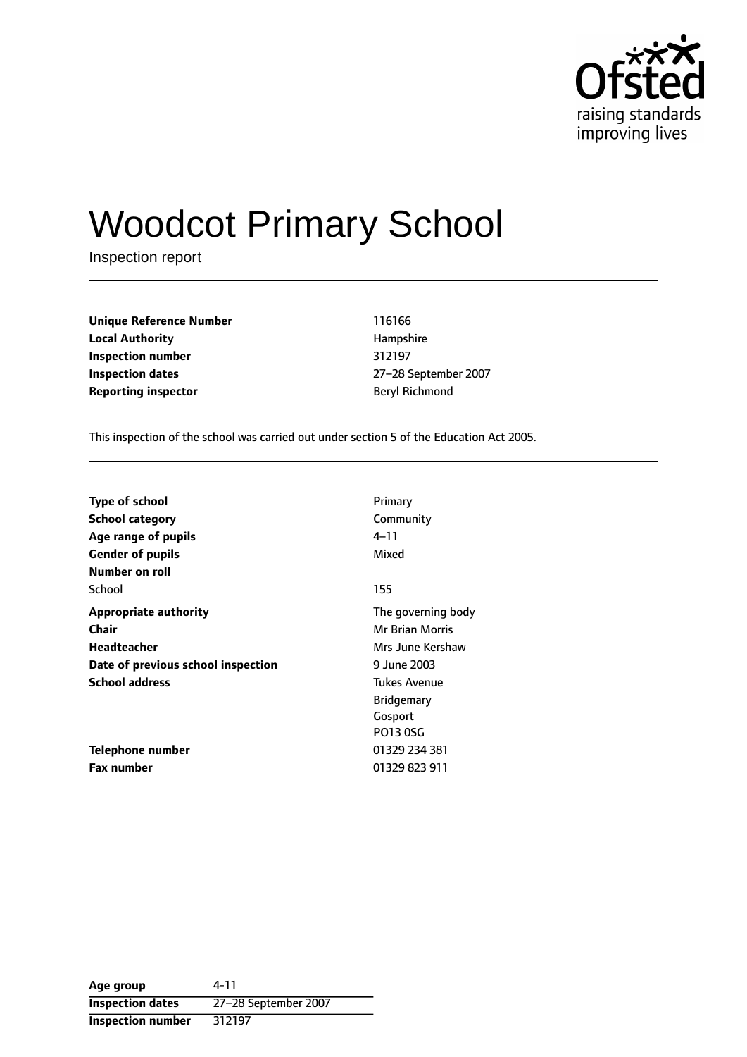Ofsted
raising standards
improving lives

# Woodcot Primary School

Inspection report

| | |
|---|---|
| **Unique Reference Number** | 116166 |
| **Local Authority** | Hampshire |
| **Inspection number** | 312197 |
| **Inspection dates** | 27–28 September 2007 |
| **Reporting inspector** | Beryl Richmond |

This inspection of the school was carried out under section 5 of the Education Act 2005.

| | |
|---|---|
| **Type of school** | Primary |
| **School category** | Community |
| **Age range of pupils** | 4–11 |
| **Gender of pupils** | Mixed |
| **Number on roll** | |
| School | 155 |
| **Appropriate authority** | The governing body |
| **Chair** | Mr Brian Morris |
| **Headteacher** | Mrs June Kershaw |
| **Date of previous school inspection** | 9 June 2003 |
| **School address** | Tukes Avenue<br>Bridgemary<br>Gosport<br>PO13 0SG |
| **Telephone number** | 01329 234 381 |
| **Fax number** | 01329 823 911 |

| | |
|---|---|
| **Age group** | 4-11 |
| **Inspection dates** | 27–28 September 2007 |
| **Inspection number** | 312197 |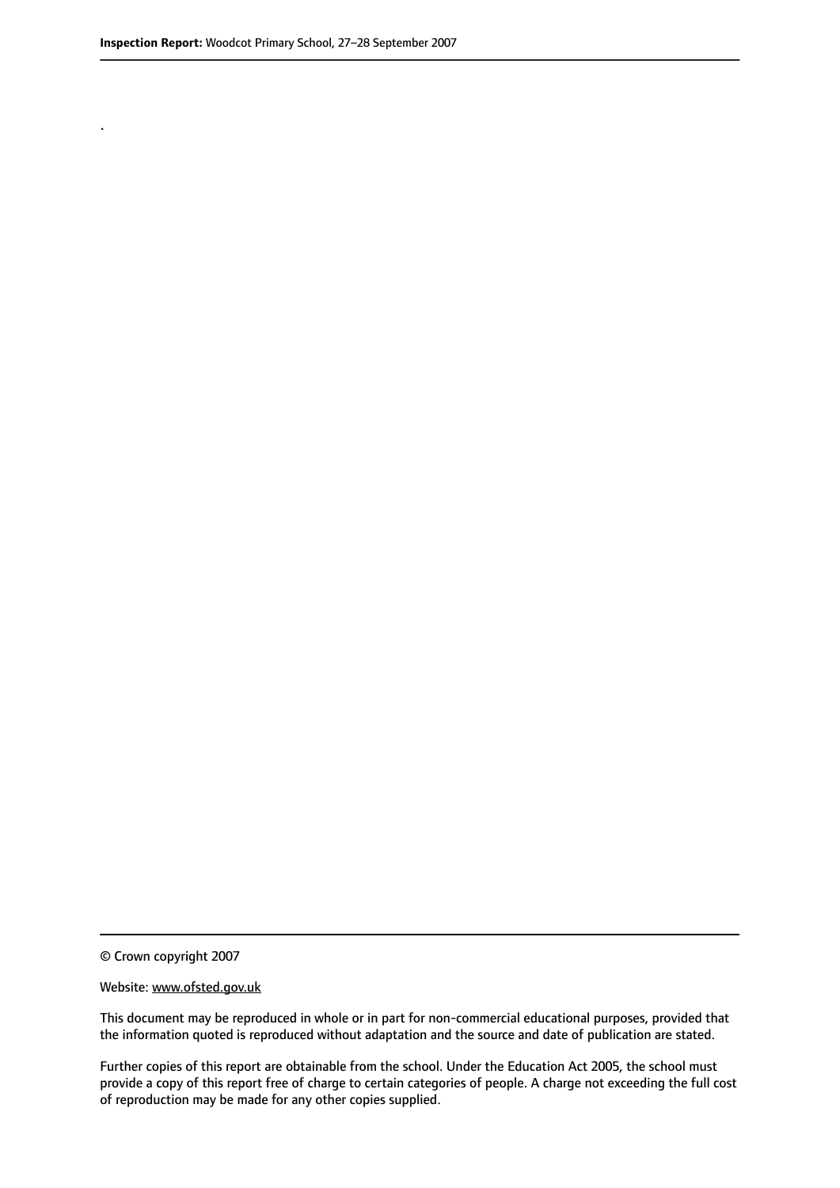.

© Crown copyright 2007

Website: www.ofsted.gov.uk

This document may be reproduced in whole or in part for non-commercial educational purposes, provided that the information quoted is reproduced without adaptation and the source and date of publication are stated.

Further copies of this report are obtainable from the school. Under the Education Act 2005, the school must provide a copy of this report free of charge to certain categories of people. A charge not exceeding the full cost of reproduction may be made for any other copies supplied.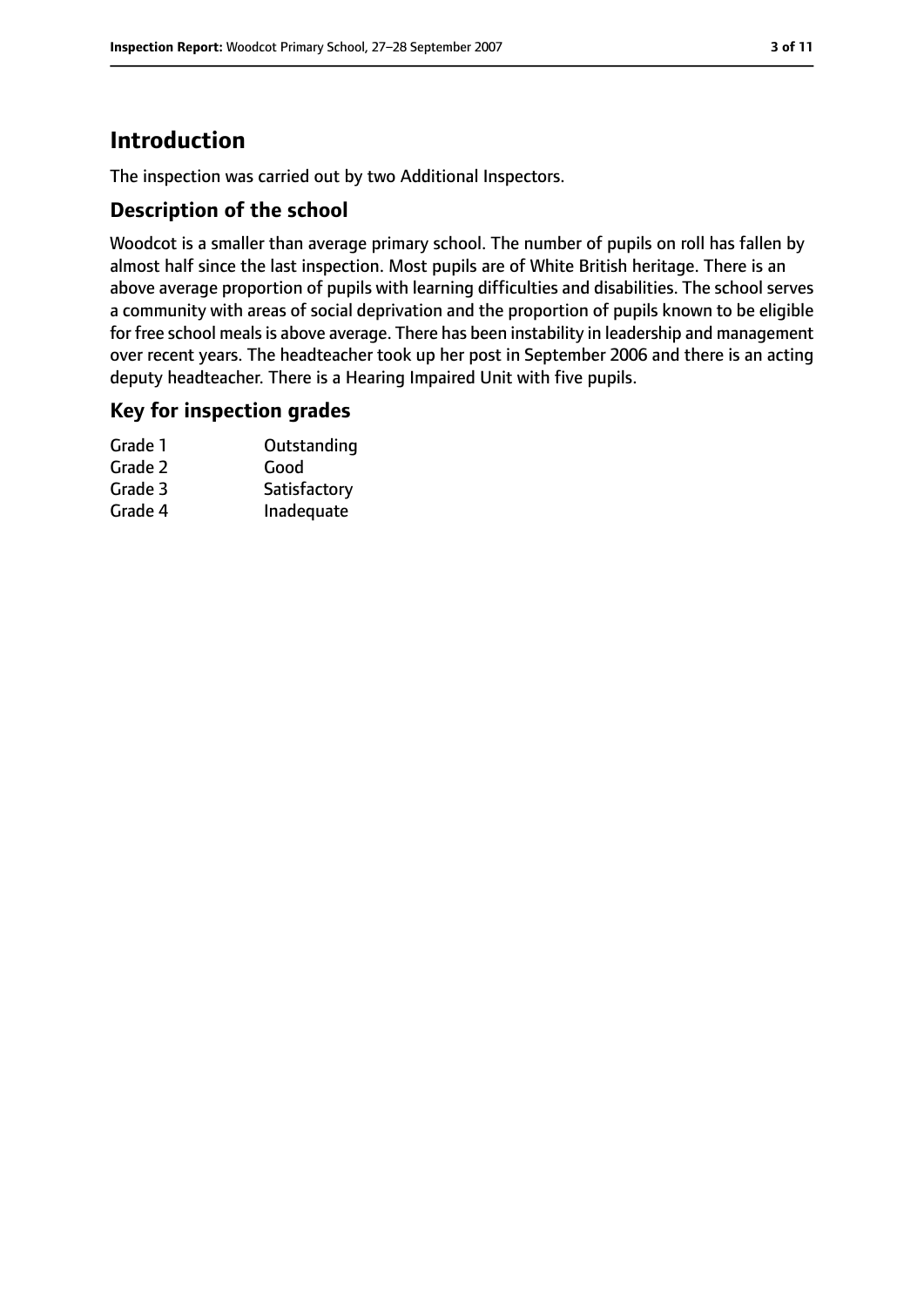# Introduction

The inspection was carried out by two Additional Inspectors.

## Description of the school

Woodcot is a smaller than average primary school. The number of pupils on roll has fallen by almost half since the last inspection. Most pupils are of White British heritage. There is an above average proportion of pupils with learning difficulties and disabilities. The school serves a community with areas of social deprivation and the proportion of pupils known to be eligible for free school meals is above average. There has been instability in leadership and management over recent years. The headteacher took up her post in September 2006 and there is an acting deputy headteacher. There is a Hearing Impaired Unit with five pupils.

## Key for inspection grades

| | |
|---|---|
| Grade 1 | Outstanding |
| Grade 2 | Good |
| Grade 3 | Satisfactory |
| Grade 4 | Inadequate |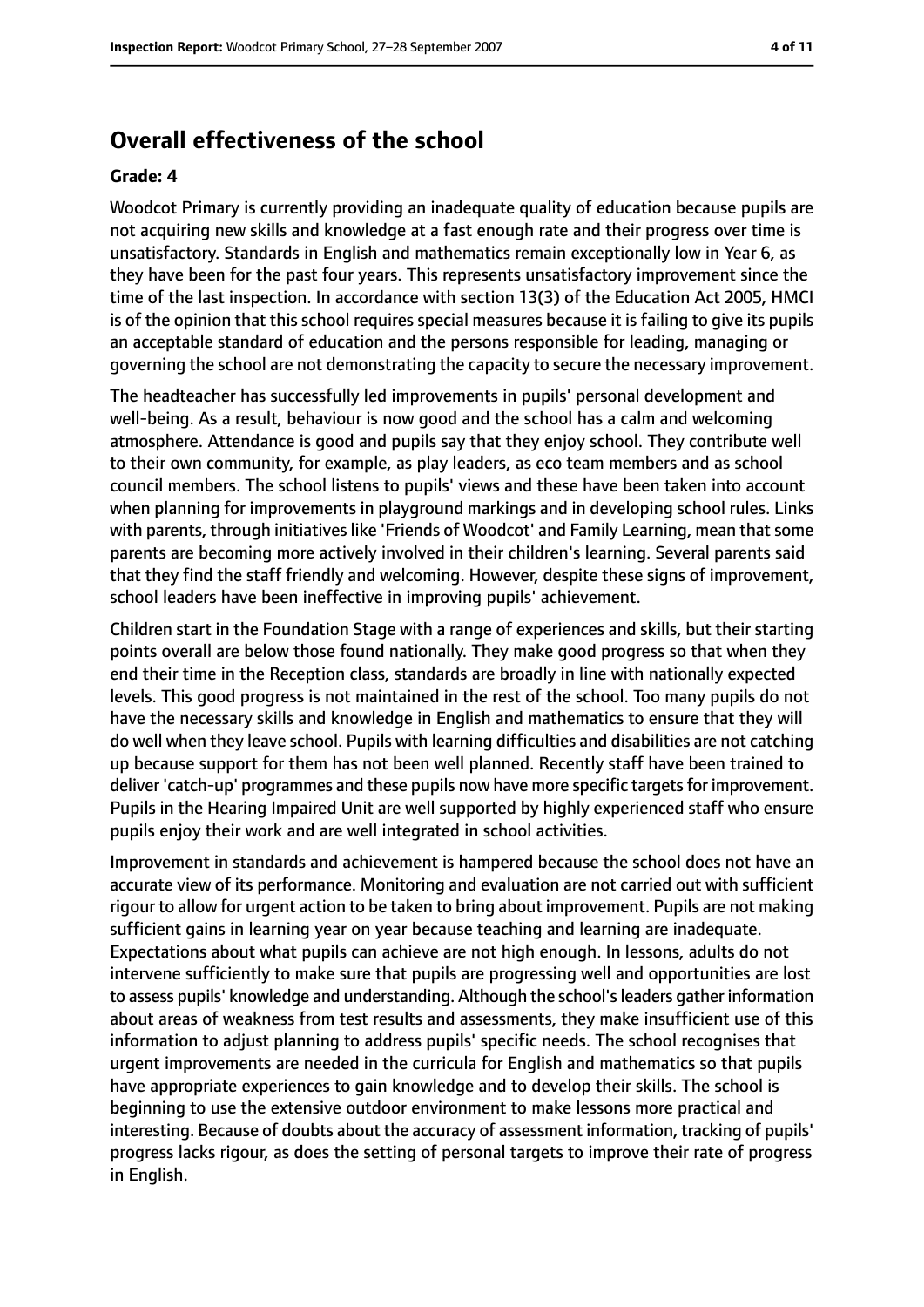## Overall effectiveness of the school

**Grade: 4**

Woodcot Primary is currently providing an inadequate quality of education because pupils are not acquiring new skills and knowledge at a fast enough rate and their progress over time is unsatisfactory. Standards in English and mathematics remain exceptionally low in Year 6, as they have been for the past four years. This represents unsatisfactory improvement since the time of the last inspection. In accordance with section 13(3) of the Education Act 2005, HMCI is of the opinion that this school requires special measures because it is failing to give its pupils an acceptable standard of education and the persons responsible for leading, managing or governing the school are not demonstrating the capacity to secure the necessary improvement.

The headteacher has successfully led improvements in pupils' personal development and well-being. As a result, behaviour is now good and the school has a calm and welcoming atmosphere. Attendance is good and pupils say that they enjoy school. They contribute well to their own community, for example, as play leaders, as eco team members and as school council members. The school listens to pupils' views and these have been taken into account when planning for improvements in playground markings and in developing school rules. Links with parents, through initiatives like 'Friends of Woodcot' and Family Learning, mean that some parents are becoming more actively involved in their children's learning. Several parents said that they find the staff friendly and welcoming. However, despite these signs of improvement, school leaders have been ineffective in improving pupils' achievement.

Children start in the Foundation Stage with a range of experiences and skills, but their starting points overall are below those found nationally. They make good progress so that when they end their time in the Reception class, standards are broadly in line with nationally expected levels. This good progress is not maintained in the rest of the school. Too many pupils do not have the necessary skills and knowledge in English and mathematics to ensure that they will do well when they leave school. Pupils with learning difficulties and disabilities are not catching up because support for them has not been well planned. Recently staff have been trained to deliver 'catch-up' programmes and these pupils now have more specific targets for improvement. Pupils in the Hearing Impaired Unit are well supported by highly experienced staff who ensure pupils enjoy their work and are well integrated in school activities.

Improvement in standards and achievement is hampered because the school does not have an accurate view of its performance. Monitoring and evaluation are not carried out with sufficient rigour to allow for urgent action to be taken to bring about improvement. Pupils are not making sufficient gains in learning year on year because teaching and learning are inadequate. Expectations about what pupils can achieve are not high enough. In lessons, adults do not intervene sufficiently to make sure that pupils are progressing well and opportunities are lost to assess pupils' knowledge and understanding. Although the school's leaders gather information about areas of weakness from test results and assessments, they make insufficient use of this information to adjust planning to address pupils' specific needs. The school recognises that urgent improvements are needed in the curricula for English and mathematics so that pupils have appropriate experiences to gain knowledge and to develop their skills. The school is beginning to use the extensive outdoor environment to make lessons more practical and interesting. Because of doubts about the accuracy of assessment information, tracking of pupils' progress lacks rigour, as does the setting of personal targets to improve their rate of progress in English.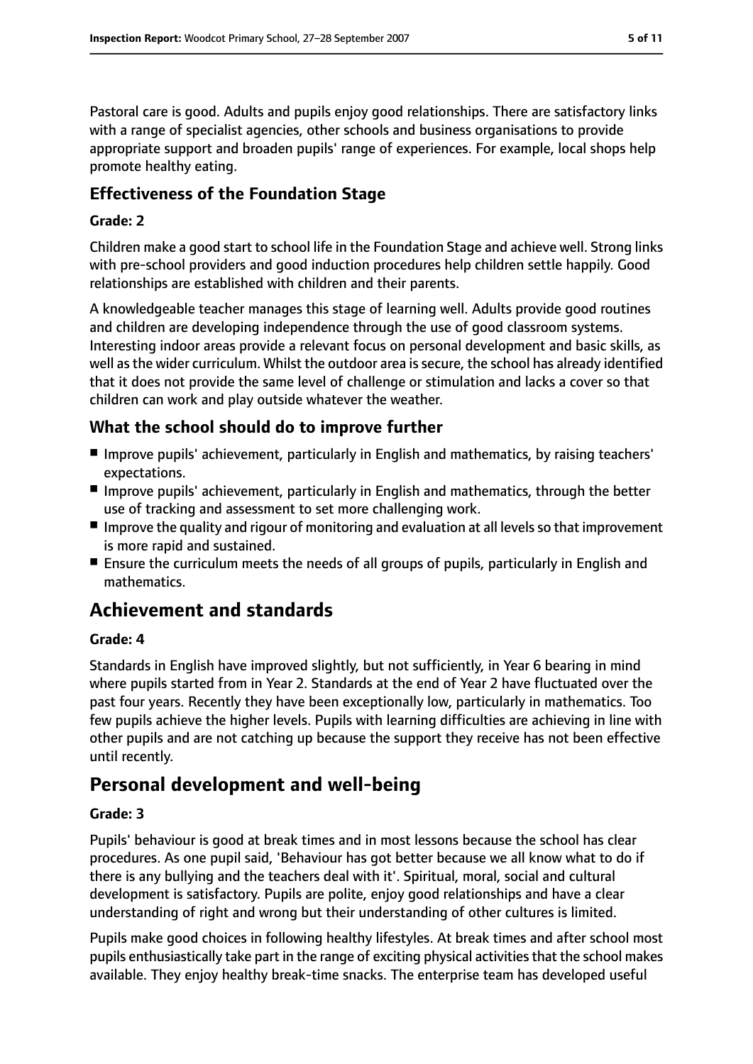Pastoral care is good. Adults and pupils enjoy good relationships. There are satisfactory links with a range of specialist agencies, other schools and business organisations to provide appropriate support and broaden pupils' range of experiences. For example, local shops help promote healthy eating.

### Effectiveness of the Foundation Stage

**Grade: 2**

Children make a good start to school life in the Foundation Stage and achieve well. Strong links with pre-school providers and good induction procedures help children settle happily. Good relationships are established with children and their parents.

A knowledgeable teacher manages this stage of learning well. Adults provide good routines and children are developing independence through the use of good classroom systems. Interesting indoor areas provide a relevant focus on personal development and basic skills, as well as the wider curriculum. Whilst the outdoor area is secure, the school has already identified that it does not provide the same level of challenge or stimulation and lacks a cover so that children can work and play outside whatever the weather.

### What the school should do to improve further

- Improve pupils' achievement, particularly in English and mathematics, by raising teachers' expectations.
- Improve pupils' achievement, particularly in English and mathematics, through the better use of tracking and assessment to set more challenging work.
- Improve the quality and rigour of monitoring and evaluation at all levels so that improvement is more rapid and sustained.
- Ensure the curriculum meets the needs of all groups of pupils, particularly in English and mathematics.

## Achievement and standards

**Grade: 4**

Standards in English have improved slightly, but not sufficiently, in Year 6 bearing in mind where pupils started from in Year 2. Standards at the end of Year 2 have fluctuated over the past four years. Recently they have been exceptionally low, particularly in mathematics. Too few pupils achieve the higher levels. Pupils with learning difficulties are achieving in line with other pupils and are not catching up because the support they receive has not been effective until recently.

## Personal development and well-being

**Grade: 3**

Pupils' behaviour is good at break times and in most lessons because the school has clear procedures. As one pupil said, 'Behaviour has got better because we all know what to do if there is any bullying and the teachers deal with it'. Spiritual, moral, social and cultural development is satisfactory. Pupils are polite, enjoy good relationships and have a clear understanding of right and wrong but their understanding of other cultures is limited.

Pupils make good choices in following healthy lifestyles. At break times and after school most pupils enthusiastically take part in the range of exciting physical activities that the school makes available. They enjoy healthy break-time snacks. The enterprise team has developed useful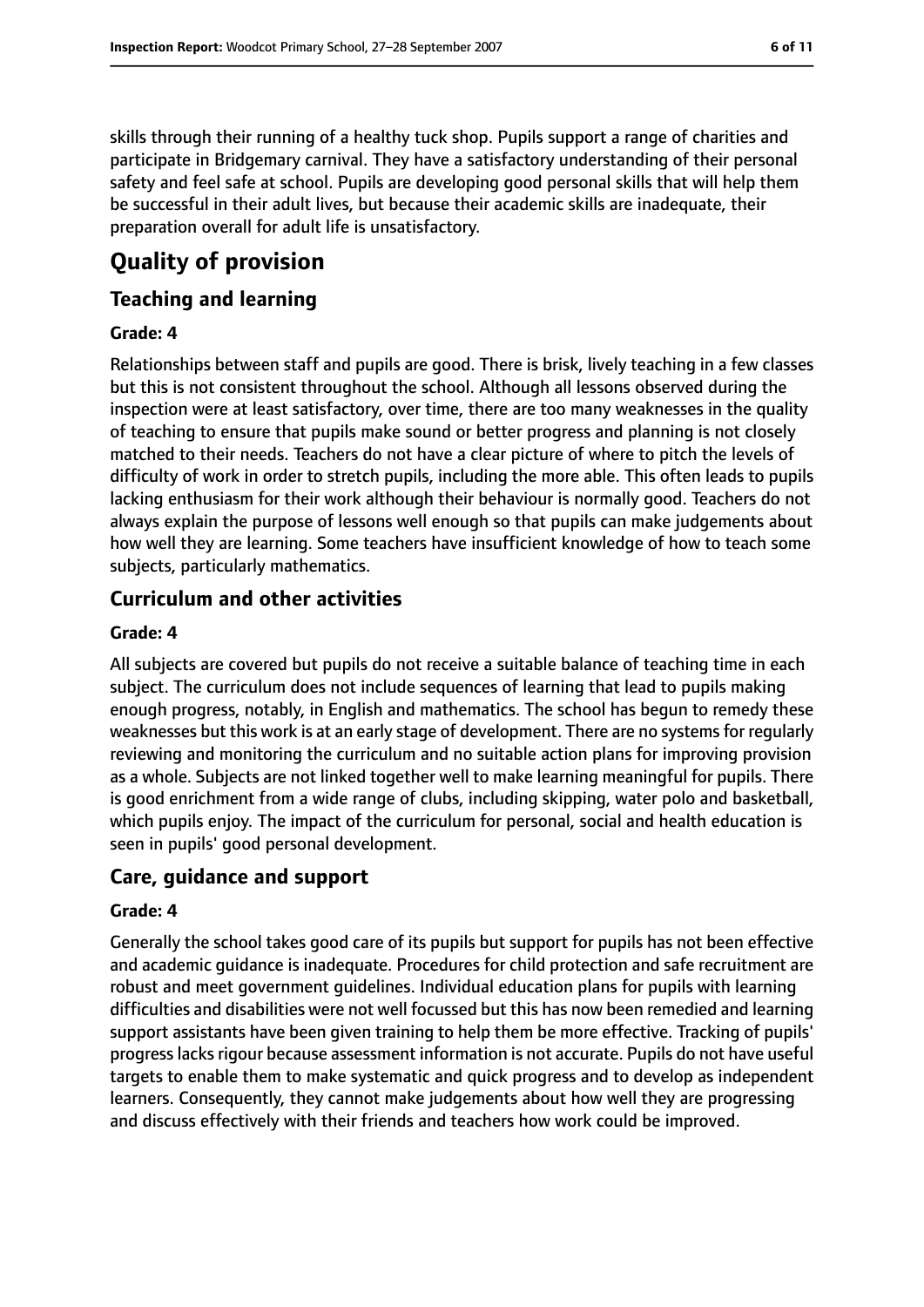skills through their running of a healthy tuck shop. Pupils support a range of charities and participate in Bridgemary carnival. They have a satisfactory understanding of their personal safety and feel safe at school. Pupils are developing good personal skills that will help them be successful in their adult lives, but because their academic skills are inadequate, their preparation overall for adult life is unsatisfactory.

# Quality of provision

## Teaching and learning

**Grade: 4**

Relationships between staff and pupils are good. There is brisk, lively teaching in a few classes but this is not consistent throughout the school. Although all lessons observed during the inspection were at least satisfactory, over time, there are too many weaknesses in the quality of teaching to ensure that pupils make sound or better progress and planning is not closely matched to their needs. Teachers do not have a clear picture of where to pitch the levels of difficulty of work in order to stretch pupils, including the more able. This often leads to pupils lacking enthusiasm for their work although their behaviour is normally good. Teachers do not always explain the purpose of lessons well enough so that pupils can make judgements about how well they are learning. Some teachers have insufficient knowledge of how to teach some subjects, particularly mathematics.

## Curriculum and other activities

**Grade: 4**

All subjects are covered but pupils do not receive a suitable balance of teaching time in each subject. The curriculum does not include sequences of learning that lead to pupils making enough progress, notably, in English and mathematics. The school has begun to remedy these weaknesses but this work is at an early stage of development. There are no systems for regularly reviewing and monitoring the curriculum and no suitable action plans for improving provision as a whole. Subjects are not linked together well to make learning meaningful for pupils. There is good enrichment from a wide range of clubs, including skipping, water polo and basketball, which pupils enjoy. The impact of the curriculum for personal, social and health education is seen in pupils' good personal development.

## Care, guidance and support

**Grade: 4**

Generally the school takes good care of its pupils but support for pupils has not been effective and academic guidance is inadequate. Procedures for child protection and safe recruitment are robust and meet government guidelines. Individual education plans for pupils with learning difficulties and disabilities were not well focussed but this has now been remedied and learning support assistants have been given training to help them be more effective. Tracking of pupils' progress lacks rigour because assessment information is not accurate. Pupils do not have useful targets to enable them to make systematic and quick progress and to develop as independent learners. Consequently, they cannot make judgements about how well they are progressing and discuss effectively with their friends and teachers how work could be improved.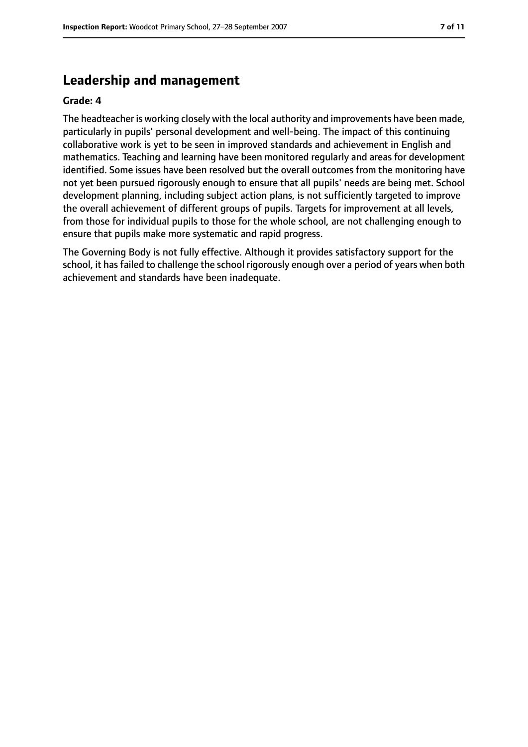## Leadership and management

**Grade: 4**

The headteacher is working closely with the local authority and improvements have been made, particularly in pupils' personal development and well-being. The impact of this continuing collaborative work is yet to be seen in improved standards and achievement in English and mathematics. Teaching and learning have been monitored regularly and areas for development identified. Some issues have been resolved but the overall outcomes from the monitoring have not yet been pursued rigorously enough to ensure that all pupils' needs are being met. School development planning, including subject action plans, is not sufficiently targeted to improve the overall achievement of different groups of pupils. Targets for improvement at all levels, from those for individual pupils to those for the whole school, are not challenging enough to ensure that pupils make more systematic and rapid progress.

The Governing Body is not fully effective. Although it provides satisfactory support for the school, it has failed to challenge the school rigorously enough over a period of years when both achievement and standards have been inadequate.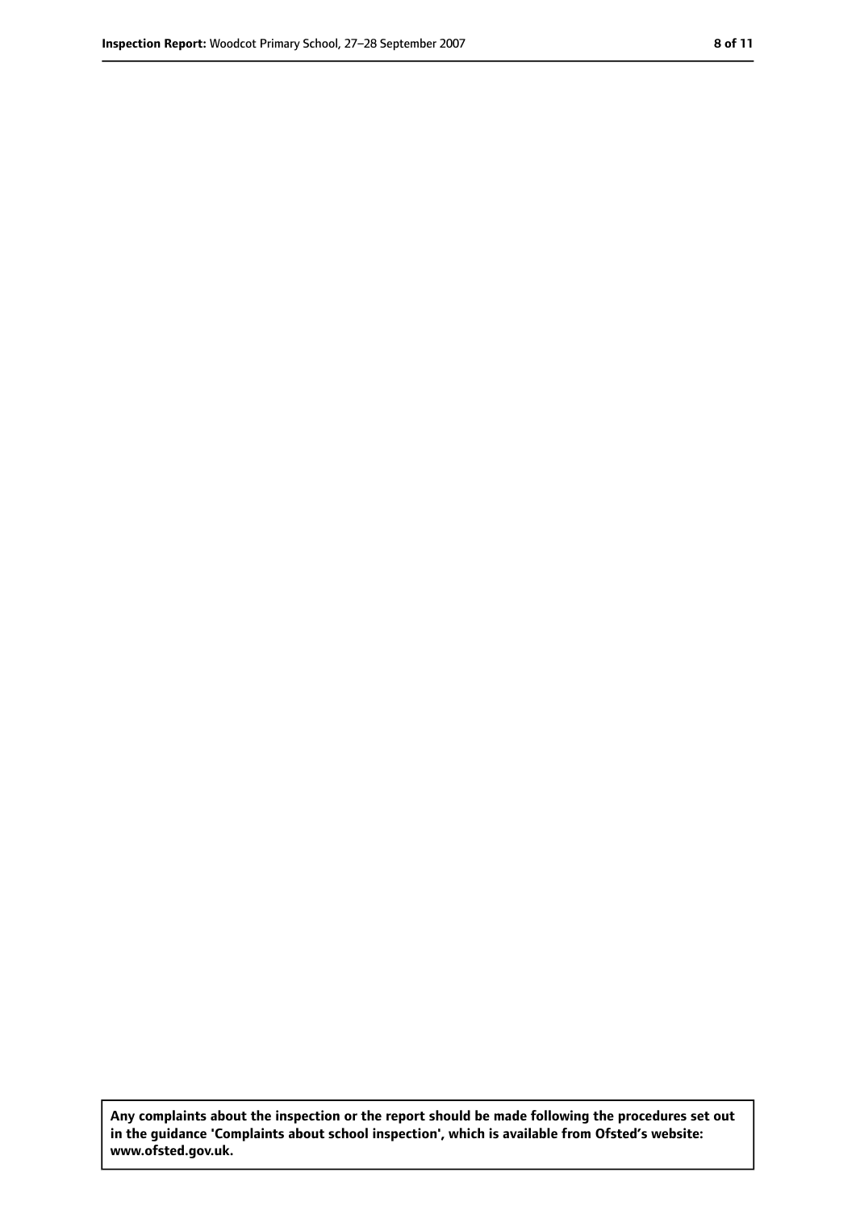**Any complaints about the inspection or the report should be made following the procedures set out in the guidance 'Complaints about school inspection', which is available from Ofsted's website: www.ofsted.gov.uk.**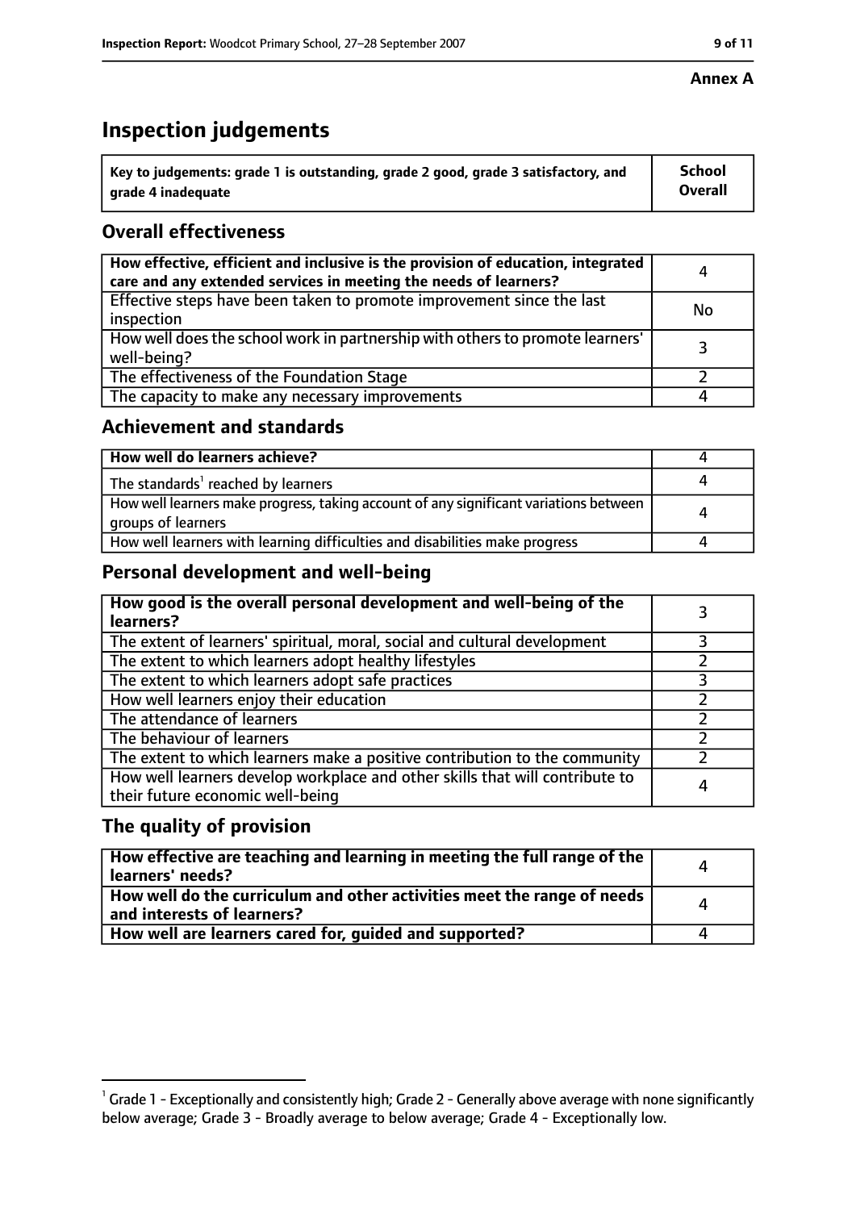**Annex A**

# Inspection judgements

| Key to judgements: grade 1 is outstanding, grade 2 good, grade 3 satisfactory, and grade 4 inadequate | School Overall |
|---|---|

## Overall effectiveness

| | |
|---|---|
| How effective, efficient and inclusive is the provision of education, integrated care and any extended services in meeting the needs of learners? | 4 |
| Effective steps have been taken to promote improvement since the last inspection | No |
| How well does the school work in partnership with others to promote learners' well-being? | 3 |
| The effectiveness of the Foundation Stage | 2 |
| The capacity to make any necessary improvements | 4 |

## Achievement and standards

| | |
|---|---|
| How well do learners achieve? | 4 |
| The standards[1] reached by learners | 4 |
| How well learners make progress, taking account of any significant variations between groups of learners | 4 |
| How well learners with learning difficulties and disabilities make progress | 4 |

## Personal development and well-being

| | |
|---|---|
| How good is the overall personal development and well-being of the learners? | 3 |
| The extent of learners' spiritual, moral, social and cultural development | 3 |
| The extent to which learners adopt healthy lifestyles | 2 |
| The extent to which learners adopt safe practices | 3 |
| How well learners enjoy their education | 2 |
| The attendance of learners | 2 |
| The behaviour of learners | 2 |
| The extent to which learners make a positive contribution to the community | 2 |
| How well learners develop workplace and other skills that will contribute to their future economic well-being | 4 |

## The quality of provision

| | |
|---|---|
| How effective are teaching and learning in meeting the full range of the learners' needs? | 4 |
| How well do the curriculum and other activities meet the range of needs and interests of learners? | 4 |
| How well are learners cared for, guided and supported? | 4 |

[1] Grade 1 - Exceptionally and consistently high; Grade 2 - Generally above average with none significantly below average; Grade 3 - Broadly average to below average; Grade 4 - Exceptionally low.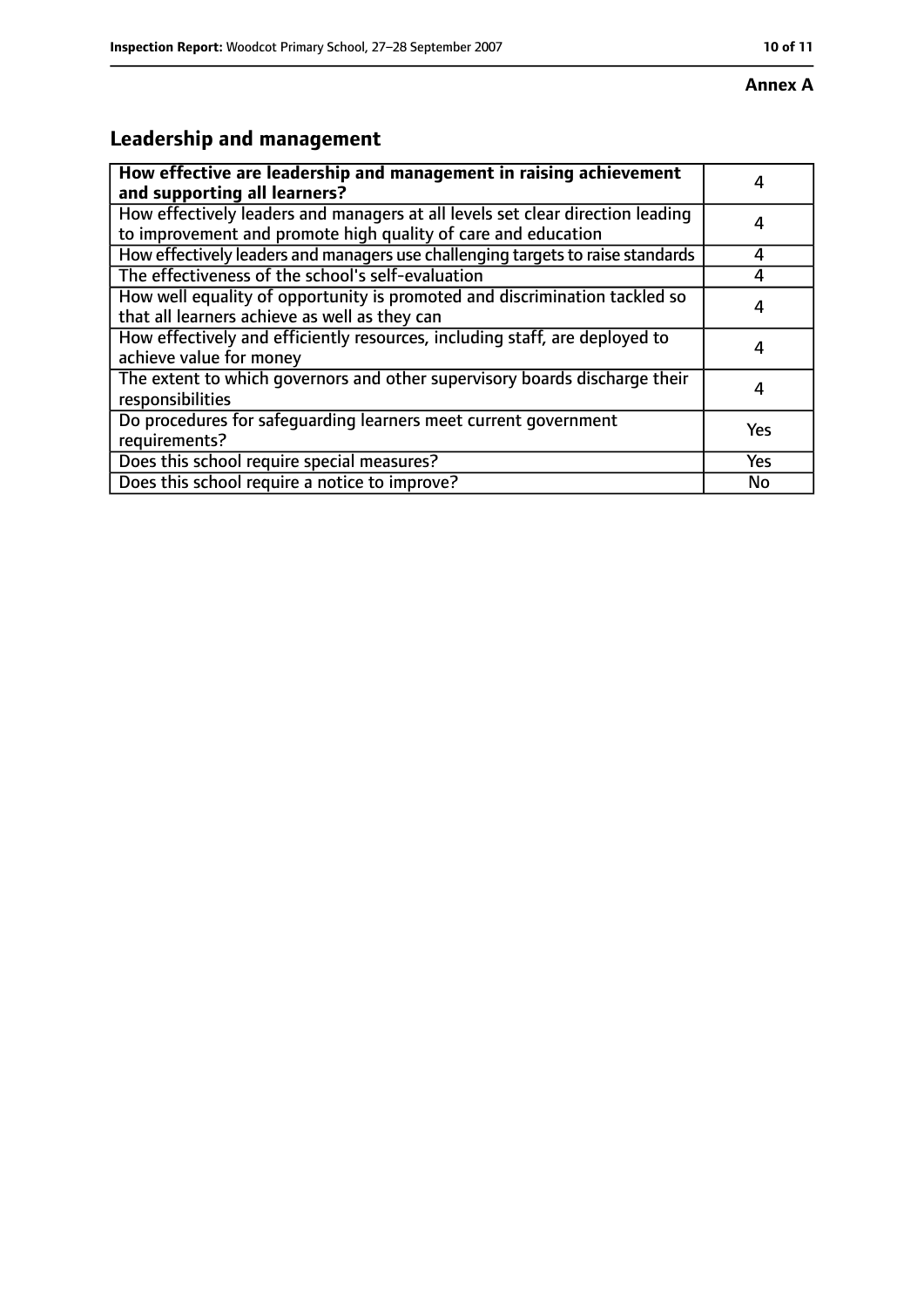**Annex A**

## Leadership and management

| How effective are leadership and management in raising achievement and supporting all learners? | 4 |
|---|---|
| How effectively leaders and managers at all levels set clear direction leading to improvement and promote high quality of care and education | 4 |
| How effectively leaders and managers use challenging targets to raise standards | 4 |
| The effectiveness of the school's self-evaluation | 4 |
| How well equality of opportunity is promoted and discrimination tackled so that all learners achieve as well as they can | 4 |
| How effectively and efficiently resources, including staff, are deployed to achieve value for money | 4 |
| The extent to which governors and other supervisory boards discharge their responsibilities | 4 |
| Do procedures for safeguarding learners meet current government requirements? | Yes |
| Does this school require special measures? | Yes |
| Does this school require a notice to improve? | No |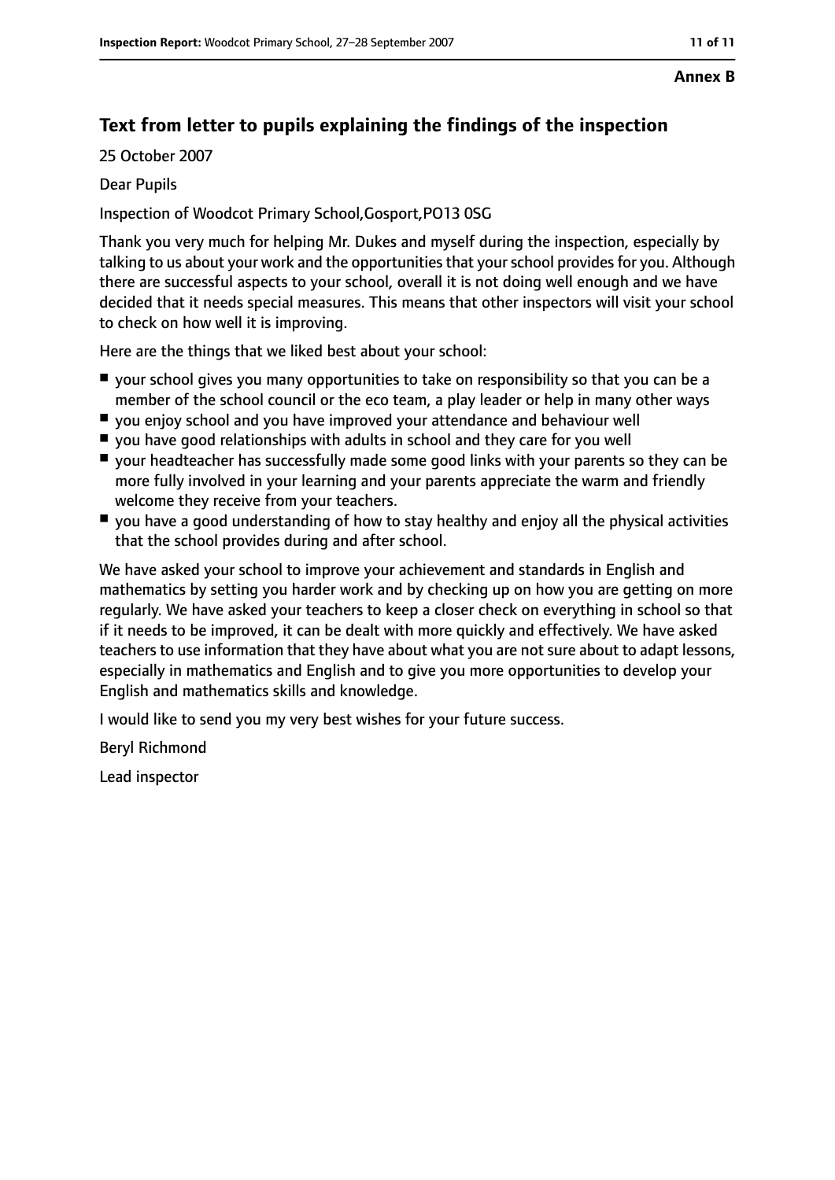**Annex B**

## Text from letter to pupils explaining the findings of the inspection

25 October 2007

Dear Pupils

Inspection of Woodcot Primary School,Gosport,PO13 0SG

Thank you very much for helping Mr. Dukes and myself during the inspection, especially by talking to us about your work and the opportunities that your school provides for you. Although there are successful aspects to your school, overall it is not doing well enough and we have decided that it needs special measures. This means that other inspectors will visit your school to check on how well it is improving.

Here are the things that we liked best about your school:

- your school gives you many opportunities to take on responsibility so that you can be a member of the school council or the eco team, a play leader or help in many other ways
- you enjoy school and you have improved your attendance and behaviour well
- you have good relationships with adults in school and they care for you well
- your headteacher has successfully made some good links with your parents so they can be more fully involved in your learning and your parents appreciate the warm and friendly welcome they receive from your teachers.
- you have a good understanding of how to stay healthy and enjoy all the physical activities that the school provides during and after school.

We have asked your school to improve your achievement and standards in English and mathematics by setting you harder work and by checking up on how you are getting on more regularly. We have asked your teachers to keep a closer check on everything in school so that if it needs to be improved, it can be dealt with more quickly and effectively. We have asked teachers to use information that they have about what you are not sure about to adapt lessons, especially in mathematics and English and to give you more opportunities to develop your English and mathematics skills and knowledge.

I would like to send you my very best wishes for your future success.

Beryl Richmond

Lead inspector